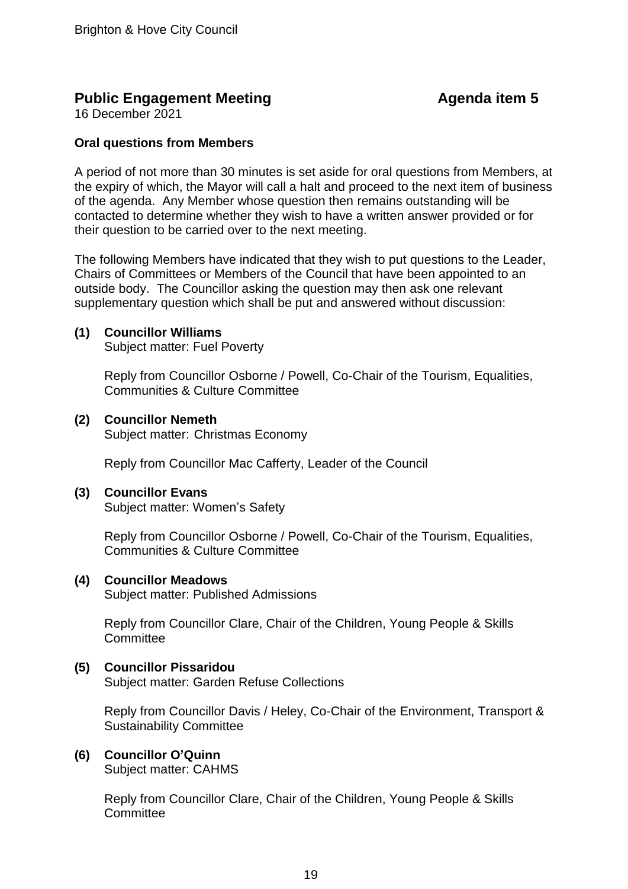Brighton & Hove City Council

# Public Engagement Meeting — Agenda item 5

16 December 2021

**Oral questions from Members**

A period of not more than 30 minutes is set aside for oral questions from Members, at the expiry of which, the Mayor will call a halt and proceed to the next item of business of the agenda. Any Member whose question then remains outstanding will be contacted to determine whether they wish to have a written answer provided or for their question to be carried over to the next meeting.

The following Members have indicated that they wish to put questions to the Leader, Chairs of Committees or Members of the Council that have been appointed to an outside body. The Councillor asking the question may then ask one relevant supplementary question which shall be put and answered without discussion:

**(1) Councillor Williams**
Subject matter: Fuel Poverty

Reply from Councillor Osborne / Powell, Co-Chair of the Tourism, Equalities, Communities & Culture Committee

**(2) Councillor Nemeth**
Subject matter: Christmas Economy

Reply from Councillor Mac Cafferty, Leader of the Council

**(3) Councillor Evans**
Subject matter: Women's Safety

Reply from Councillor Osborne / Powell, Co-Chair of the Tourism, Equalities, Communities & Culture Committee

**(4) Councillor Meadows**
Subject matter: Published Admissions

Reply from Councillor Clare, Chair of the Children, Young People & Skills Committee

**(5) Councillor Pissaridou**
Subject matter: Garden Refuse Collections

Reply from Councillor Davis / Heley, Co-Chair of the Environment, Transport & Sustainability Committee

**(6) Councillor O'Quinn**
Subject matter: CAHMS

Reply from Councillor Clare, Chair of the Children, Young People & Skills Committee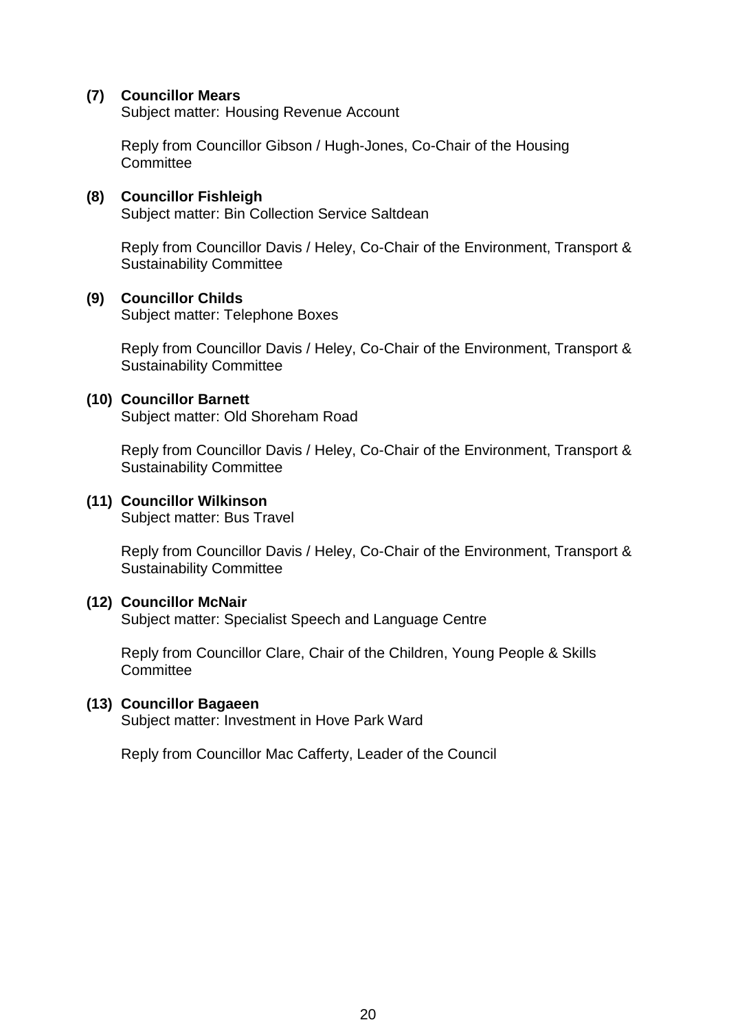**(7) Councillor Mears**
Subject matter: Housing Revenue Account

Reply from Councillor Gibson / Hugh-Jones, Co-Chair of the Housing Committee

**(8) Councillor Fishleigh**
Subject matter: Bin Collection Service Saltdean

Reply from Councillor Davis / Heley, Co-Chair of the Environment, Transport & Sustainability Committee

**(9) Councillor Childs**
Subject matter: Telephone Boxes

Reply from Councillor Davis / Heley, Co-Chair of the Environment, Transport & Sustainability Committee

**(10) Councillor Barnett**
Subject matter: Old Shoreham Road

Reply from Councillor Davis / Heley, Co-Chair of the Environment, Transport & Sustainability Committee

**(11) Councillor Wilkinson**
Subject matter: Bus Travel

Reply from Councillor Davis / Heley, Co-Chair of the Environment, Transport & Sustainability Committee

**(12) Councillor McNair**
Subject matter: Specialist Speech and Language Centre

Reply from Councillor Clare, Chair of the Children, Young People & Skills Committee

**(13) Councillor Bagaeen**
Subject matter: Investment in Hove Park Ward

Reply from Councillor Mac Cafferty, Leader of the Council